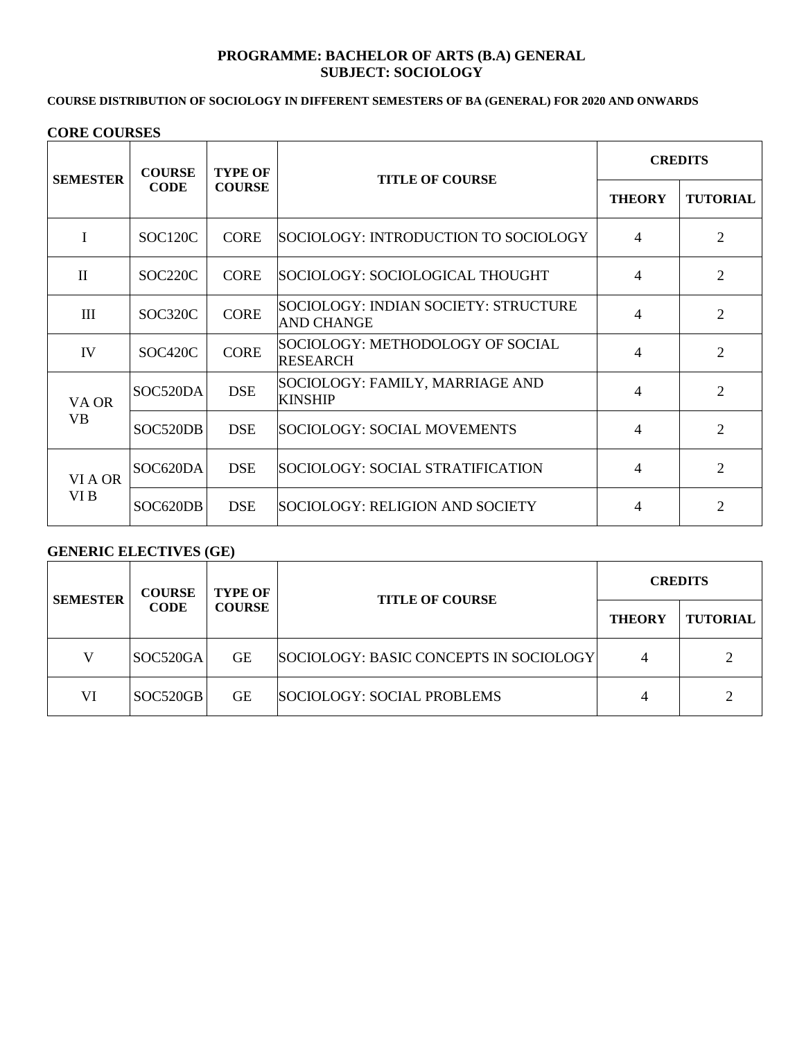**PROGRAMME: BACHELOR OF ARTS (B.A) GENERAL**
**SUBJECT: SOCIOLOGY**

**COURSE DISTRIBUTION OF SOCIOLOGY IN DIFFERENT SEMESTERS OF BA (GENERAL) FOR 2020 AND ONWARDS**

## CORE COURSES

| SEMESTER | COURSE CODE | TYPE OF COURSE | TITLE OF COURSE | CREDITS | |
|---|---|---|---|---|---|
| | | | | THEORY | TUTORIAL |
| I | SOC120C | CORE | SOCIOLOGY: INTRODUCTION TO SOCIOLOGY | 4 | 2 |
| II | SOC220C | CORE | SOCIOLOGY: SOCIOLOGICAL THOUGHT | 4 | 2 |
| III | SOC320C | CORE | SOCIOLOGY: INDIAN SOCIETY: STRUCTURE AND CHANGE | 4 | 2 |
| IV | SOC420C | CORE | SOCIOLOGY: METHODOLOGY OF SOCIAL RESEARCH | 4 | 2 |
| VA OR VB | SOC520DA | DSE | SOCIOLOGY: FAMILY, MARRIAGE AND KINSHIP | 4 | 2 |
| | SOC520DB | DSE | SOCIOLOGY: SOCIAL MOVEMENTS | 4 | 2 |
| VI A OR VI B | SOC620DA | DSE | SOCIOLOGY: SOCIAL STRATIFICATION | 4 | 2 |
| | SOC620DB | DSE | SOCIOLOGY: RELIGION AND SOCIETY | 4 | 2 |

## GENERIC ELECTIVES (GE)

| SEMESTER | COURSE CODE | TYPE OF COURSE | TITLE OF COURSE | CREDITS | |
|---|---|---|---|---|---|
| | | | | THEORY | TUTORIAL |
| V | SOC520GA | GE | SOCIOLOGY: BASIC CONCEPTS IN SOCIOLOGY | 4 | 2 |
| VI | SOC520GB | GE | SOCIOLOGY: SOCIAL PROBLEMS | 4 | 2 |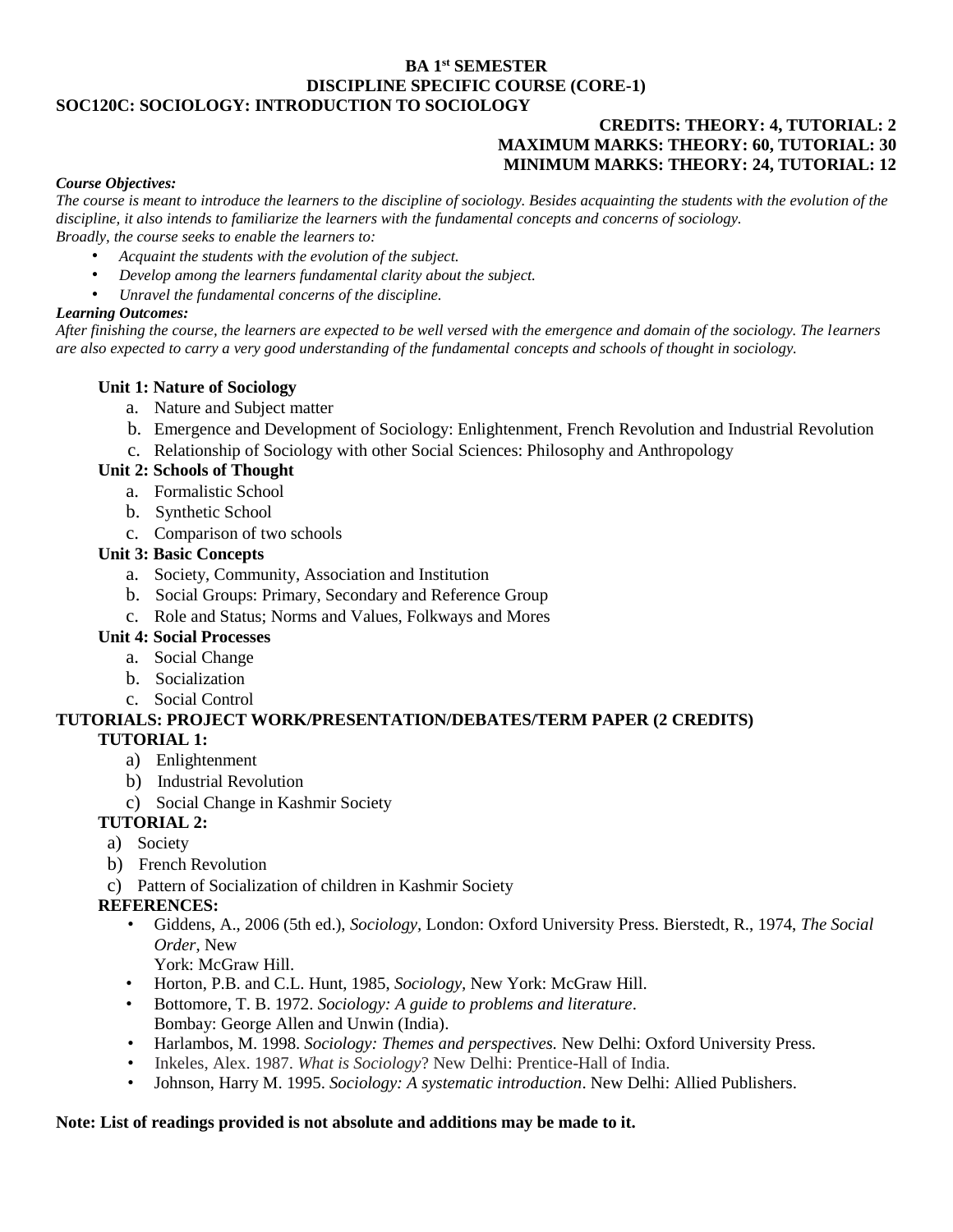**BA 1st SEMESTER**

**DISCIPLINE SPECIFIC COURSE (CORE-1)**

**SOC120C: SOCIOLOGY: INTRODUCTION TO SOCIOLOGY**

**CREDITS: THEORY: 4, TUTORIAL: 2**

**MAXIMUM MARKS: THEORY: 60, TUTORIAL: 30**

**MINIMUM MARKS: THEORY: 24, TUTORIAL: 12**

***Course Objectives:***

*The course is meant to introduce the learners to the discipline of sociology. Besides acquainting the students with the evolution of the discipline, it also intends to familiarize the learners with the fundamental concepts and concerns of sociology.*

*Broadly, the course seeks to enable the learners to:*

- *Acquaint the students with the evolution of the subject.*
- *Develop among the learners fundamental clarity about the subject.*
- *Unravel the fundamental concerns of the discipline.*

***Learning Outcomes:***

*After finishing the course, the learners are expected to be well versed with the emergence and domain of the sociology. The learners are also expected to carry a very good understanding of the fundamental concepts and schools of thought in sociology.*

**Unit 1: Nature of Sociology**

a. Nature and Subject matter
b. Emergence and Development of Sociology: Enlightenment, French Revolution and Industrial Revolution
c. Relationship of Sociology with other Social Sciences: Philosophy and Anthropology

**Unit 2: Schools of Thought**

a. Formalistic School
b. Synthetic School
c. Comparison of two schools

**Unit 3: Basic Concepts**

a. Society, Community, Association and Institution
b. Social Groups: Primary, Secondary and Reference Group
c. Role and Status; Norms and Values, Folkways and Mores

**Unit 4: Social Processes**

a. Social Change
b. Socialization
c. Social Control

**TUTORIALS: PROJECT WORK/PRESENTATION/DEBATES/TERM PAPER (2 CREDITS)**

**TUTORIAL 1:**

a) Enlightenment
b) Industrial Revolution
c) Social Change in Kashmir Society

**TUTORIAL 2:**

a) Society
b) French Revolution
c) Pattern of Socialization of children in Kashmir Society

**REFERENCES:**

- Giddens, A., 2006 (5th ed.), *Sociology,* London: Oxford University Press. Bierstedt, R., 1974, *The Social Order*, New York: McGraw Hill.
- Horton, P.B. and C.L. Hunt, 1985, *Sociology,* New York: McGraw Hill.
- Bottomore, T. B. 1972. *Sociology: A guide to problems and literature*. Bombay: George Allen and Unwin (India).
- Harlambos, M. 1998. *Sociology: Themes and perspectives.* New Delhi: Oxford University Press.
- Inkeles, Alex. 1987. *What is Sociology*? New Delhi: Prentice-Hall of India.
- Johnson, Harry M. 1995. *Sociology: A systematic introduction*. New Delhi: Allied Publishers.

**Note: List of readings provided is not absolute and additions may be made to it.**